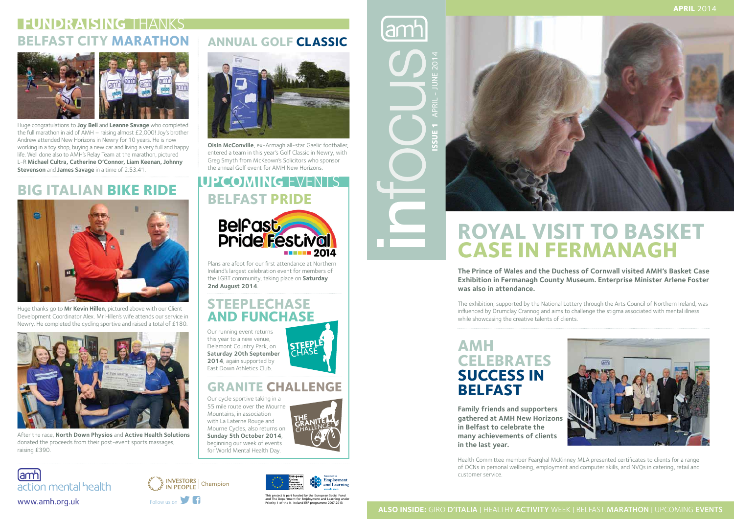# infocus

**ISSUE 1** APRIL - JUNE 2014

**APRIL** 2014

# ROYAL VISIT TO BASKET CASE IN FERMANAGH

**The Prince of Wales and the Duchess of Cornwall visited AMH's Basket Case Exhibition in Fermanagh County Museum. Enterprise Minister Arlene Foster was also in attendance.**

The exhibition, supported by the National Lottery through the Arts Council of Northern Ireland, was influenced by Drumclay Crannog and aims to challenge the stigma associated with mental illness while showcasing the creative talents of clients.

## AMH CELEBRATES SUCCESS IN BELFAST

**Family friends and supporters gathered at AMH New Horizons in Belfast to celebrate the many achievements of clients in the last year.**

Health Committee member Fearghal McKinney MLA presented certificates to clients for a range of OCNs in personal wellbeing, employment and computer skills, and NVQs in catering, retail and customer service.

**ALSO INSIDE:** GIRO **D'ITALIA** | HEALTHY **ACTIVITY** WEEK | BELFAST **MARATHON** | UPCOMING **EVENTS**

# FUNDRAISING THANKS

## BELFAST CITY MARATHON

Huge congratulations to **Joy Bell** and **Leanne Savage** who completed the full marathon in aid of AMH – raising almost £2,000! Joy's brother Andrew attended New Horizons in Newry for 10 years. He is now working in a toy shop, buying a new car and living a very full and happy life. Well done also to AMH's Relay Team at the marathon, pictured L-R **Michael Cultra, Catherine O'Connor, Liam Keenan, Johnny Stevenson** and **James Savage** in a time of 2:53.41.

## ANNUAL GOLF CLASSIC

**Oisin McConville**, ex-Armagh all-star Gaelic footballer, entered a team in this year's Golf Classic in Newry, with Greg Smyth from McKeown's Solicitors who sponsor the annual Golf event for AMH New Horizons.

## BIG ITALIAN BIKE RIDE

Huge thanks go to **Mr Kevin Hillen**, pictured above with our Client Development Coordinator Alex. Mr Hillen's wife attends our service in Newry. He completed the cycling sportive and raised a total of £180.

After the race, **North Down Physios** and **Active Health Solutions** donated the proceeds from their post-event sports massages, raising £390.

# UPCOMING EVENTS

## BELFAST PRIDE

Belfast Pride Festival 2014

Plans are afoot for our first attendance at Northern Ireland's largest celebration event for members of the LGBT community, taking place on **Saturday 2nd August 2014**.

## STEEPLECHASE AND FUNCHASE

Our running event returns this year to a new venue, Delamont Country Park, on **Saturday 20th September 2014**, again supported by East Down Athletics Club.

## GRANITE CHALLENGE

Our cycle sportive taking in a 55 mile route over the Mourne Mountains, in association with La Laterne Rouge and Mourne Cycles, also returns on **Sunday 5th October 2014**, beginning our week of events for World Mental Health Day.

amh action mental health

www.amh.org.uk

INVESTORS IN PEOPLE | Champion

Follow us on

This project is part funded by the European Social Fund and The Department for Employment and Learning under Priority 1 of the N. Ireland ESF programme 2007-2013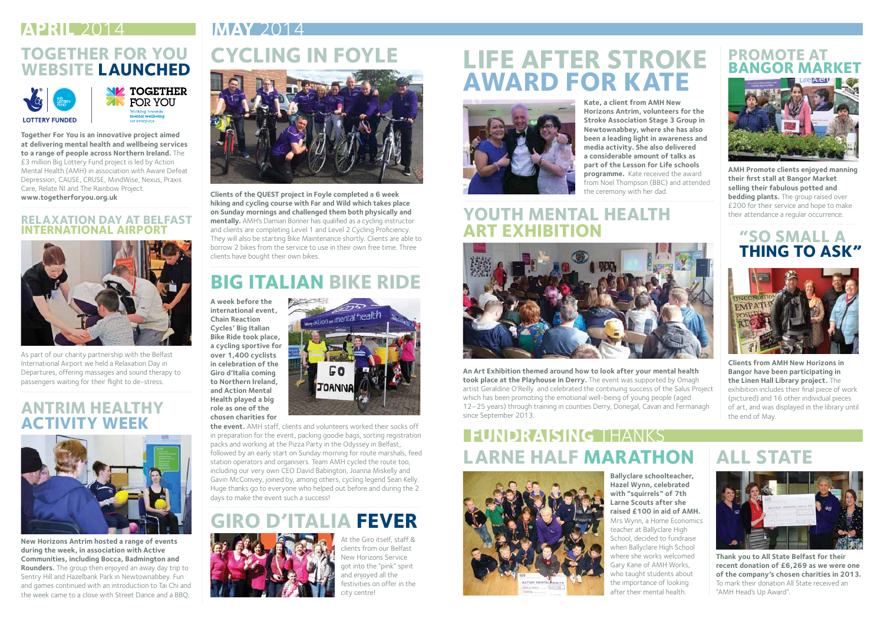## APRIL 2014

### TOGETHER FOR YOU WEBSITE LAUNCHED

LOTTERY FUNDED

TOGETHER FOR YOU
Working towards mental wellbeing for everyone

**Together For You is an innovative project aimed at delivering mental health and wellbeing services to a range of people across Northern Ireland.** The £3 million Big Lottery Fund project is led by Action Mental Health (AMH) in association with Aware Defeat Depression, CAUSE, CRUSE, MindWise, Nexus, Praxis Care, Relate NI and The Rainbow Project.
**www.togetherforyou.org.uk**

### RELAXATION DAY AT BELFAST INTERNATIONAL AIRPORT

As part of our charity partnership with the Belfast International Airport we held a Relaxation Day in Departures, offering massages and sound therapy to passengers waiting for their flight to de-stress.

### ANTRIM HEALTHY ACTIVITY WEEK

**New Horizons Antrim hosted a range of events during the week, in association with Active Communities, including Bocca, Badmington and Rounders.** The group then enjoyed an away day trip to Sentry Hill and Hazelbank Park in Newtownabbey. Fun and games continued with an introduction to Tai Chi and the week came to a close with Street Dance and a BBQ.

## MAY 2014

### CYCLING IN FOYLE

**Clients of the QUEST project in Foyle completed a 6 week hiking and cycling course with Far and Wild which takes place on Sunday mornings and challenged them both physically and mentally.** AMH's Damian Bonner has qualified as a cycling instructor and clients are completing Level 1 and Level 2 Cycling Proficiency. They will also be starting Bike Maintenance shortly. Clients are able to borrow 2 bikes from the service to use in their own free time. Three clients have bought their own bikes.

### BIG ITALIAN BIKE RIDE

**A week before the international event, Chain Reaction Cycles' Big Italian Bike Ride took place, a cycling sportive for over 1,400 cyclists in celebration of the Giro d'Italia coming to Northern Ireland, and Action Mental Health played a big role as one of the chosen charities for the event.** AMH staff, clients and volunteers worked their socks off in preparation for the event, packing goodie bags, sorting registration packs and working at the Pizza Party in the Odyssey in Belfast, followed by an early start on Sunday morning for route marshals, feed station operators and organisers. Team AMH cycled the route too, including our very own CEO David Babington, Joanna Miskelly and Gavin McConvey, joined by, among others, cycling legend Sean Kelly. Huge thanks go to everyone who helped out before and during the 2 days to make the event such a success!

### GIRO D'ITALIA FEVER

At the Giro itself, staff & clients from our Belfast New Horizons Service got into the "pink" spirit and enjoyed all the festivities on offer in the city centre!

### LIFE AFTER STROKE AWARD FOR KATE

**Kate, a client from AMH New Horizons Antrim, volunteers for the Stroke Association Stage 3 Group in Newtownabbey, where she has also been a leading light in awareness and media activity. She also delivered a considerable amount of talks as part of the Lesson for Life schools programme.** Kate received the award from Noel Thompson (BBC) and attended the ceremony with her dad.

### YOUTH MENTAL HEALTH ART EXHIBITION

**An Art Exhibition themed around how to look after your mental health took place at the Playhouse in Derry.** The event was supported by Omagh artist Geraldine O'Reilly and celebrated the continuing success of the Salus Project which has been promoting the emotional well-being of young people (aged 12–25 years) through training in counties Derry, Donegal, Cavan and Fermanagh since September 2013.

### PROMOTE AT BANGOR MARKET

**AMH Promote clients enjoyed manning their first stall at Bangor Market selling their fabulous potted and bedding plants.** The group raised over £200 for their service and hope to make their attendance a regular occurrence.

### "SO SMALL A THING TO ASK"

**Clients from AMH New Horizons in Bangor have been participating in the Linen Hall Library project.** The exhibition includes their final piece of work (pictured) and 16 other individual pieces of art, and was displayed in the library until the end of May.

## FUNDRAISING THANKS

### LARNE HALF MARATHON

**Ballyclare schoolteacher, Hazel Wynn, celebrated with "squirrels" of 7th Larne Scouts after she raised £100 in aid of AMH.** Mrs Wynn, a Home Economics teacher at Ballyclare High School, decided to fundraise when Ballyclare High School where she works welcomed Gary Kane of AMH Works, who taught students about the importance of looking after their mental health.

### ALL STATE

**Thank you to All State Belfast for their recent donation of £6,269 as we were one of the company's chosen charities in 2013.** To mark their donation All State received an "AMH Head's Up Award".